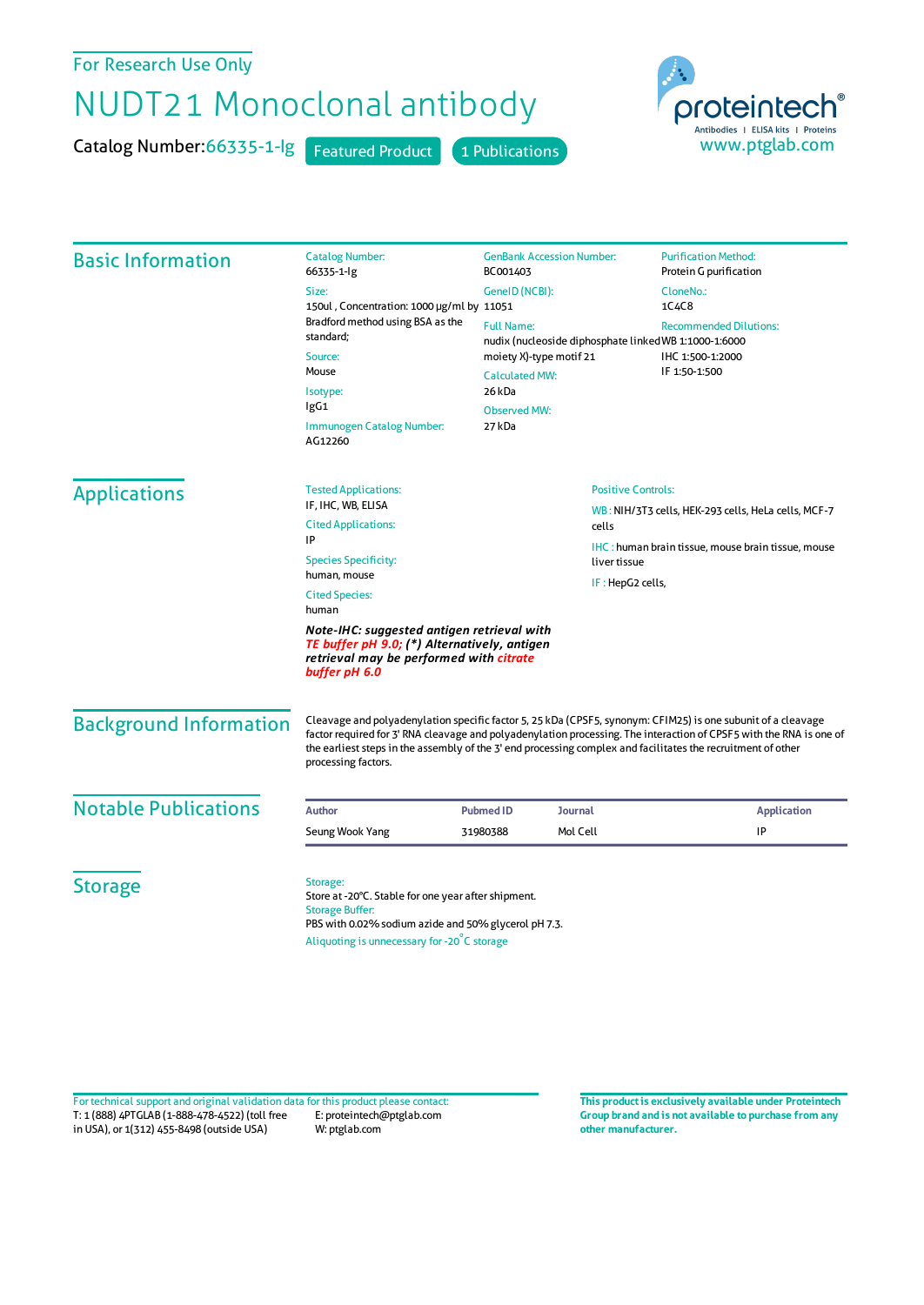For Research Use Only

# NUDT21 Monoclonal antibody

Catalog Number: 66335-1-Ig    Featured Product    1 Publications

proteintech®
Antibodies | ELISA kits | Proteins
www.ptglab.com

## Basic Information

Catalog Number:
66335-1-Ig

Size:
150ul , Concentration: 1000 μg/ml by Bradford method using BSA as the standard;

Source:
Mouse

Isotype:
IgG1

Immunogen Catalog Number:
AG12260

GenBank Accession Number:
BC001403

GeneID (NCBI):
11051

Full Name:
nudix (nucleoside diphosphate linked moiety X)-type motif 21

Calculated MW:
26 kDa

Observed MW:
27 kDa

Purification Method:
Protein G purification

CloneNo.:
1C4C8

Recommended Dilutions:
WB 1:1000-1:6000
IHC 1:500-1:2000
IF 1:50-1:500

## Applications

Tested Applications:
IF, IHC, WB, ELISA

Cited Applications:
IP

Species Specificity:
human, mouse

Cited Species:
human

***Note-IHC: suggested antigen retrieval with TE buffer pH 9.0; (\*) Alternatively, antigen retrieval may be performed with citrate buffer pH 6.0***

Positive Controls:

WB : NIH/3T3 cells, HEK-293 cells, HeLa cells, MCF-7 cells

IHC : human brain tissue, mouse brain tissue, mouse liver tissue

IF : HepG2 cells,

## Background Information

Cleavage and polyadenylation specific factor 5, 25 kDa (CPSF5, synonym: CFIM25) is one subunit of a cleavage factor required for 3' RNA cleavage and polyadenylation processing. The interaction of CPSF5 with the RNA is one of the earliest steps in the assembly of the 3' end processing complex and facilitates the recruitment of other processing factors.

## Notable Publications

| Author | Pubmed ID | Journal | Application |
|---|---|---|---|
| Seung Wook Yang | 31980388 | Mol Cell | IP |

## Storage

Storage:
Store at -20°C. Stable for one year after shipment.
Storage Buffer:
PBS with 0.02% sodium azide and 50% glycerol pH 7.3.
Aliquoting is unnecessary for -20°C storage

For technical support and original validation data for this product please contact:
T: 1 (888) 4PTGLAB (1-888-478-4522) (toll free in USA), or 1(312) 455-8498 (outside USA)
E: proteintech@ptglab.com
W: ptglab.com

**This product is exclusively available under Proteintech Group brand and is not available to purchase from any other manufacturer.**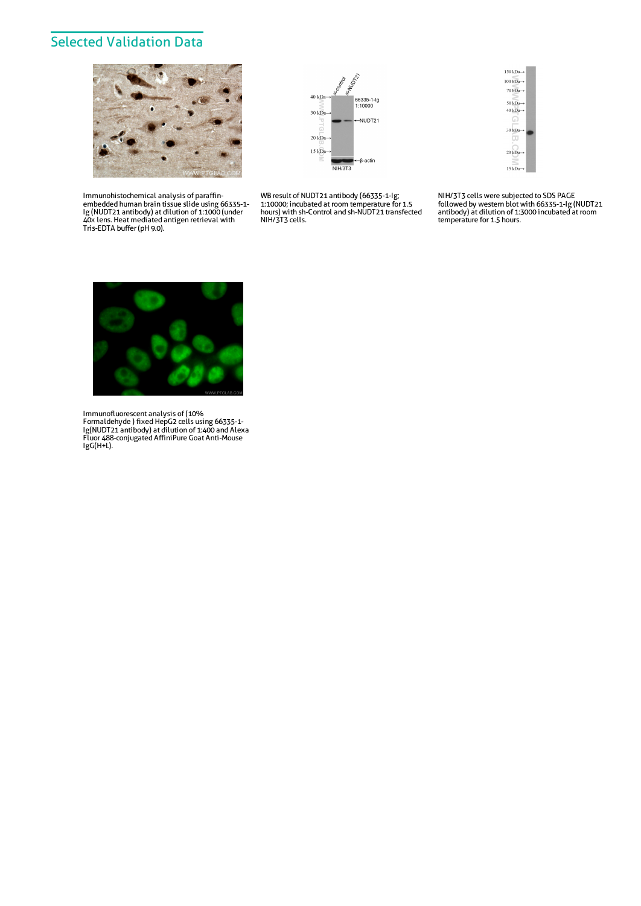## Selected Validation Data

Immunohistochemical analysis of paraffin-embedded human brain tissue slide using 66335-1-Ig (NUDT21 antibody) at dilution of 1:1000 (under 40x lens. Heat mediated antigen retrieval with Tris-EDTA buffer (pH 9.0).

40 kDa→
30 kDa→
20 kDa→
15 kDa→
si-control
si-NUDT21
66335-1-Ig
1:10000
←NUDT21
←β-actin
NIH/3T3

WB result of NUDT21 antibody (66335-1-Ig; 1:10000; incubated at room temperature for 1.5 hours) with sh-Control and sh-NUDT21 transfected NIH/3T3 cells.

150 kDa→
100 kDa→
70 kDa→
50 kDa→
40 kDa→
30 kDa→
20 kDa→
15 kDa→

NIH/3T3 cells were subjected to SDS PAGE followed by western blot with 66335-1-Ig (NUDT21 antibody) at dilution of 1:3000 incubated at room temperature for 1.5 hours.

Immunofluorescent analysis of (10% Formaldehyde ) fixed HepG2 cells using 66335-1-Ig(NUDT21 antibody) at dilution of 1:400 and Alexa Fluor 488-conjugated AffiniPure Goat Anti-Mouse IgG(H+L).